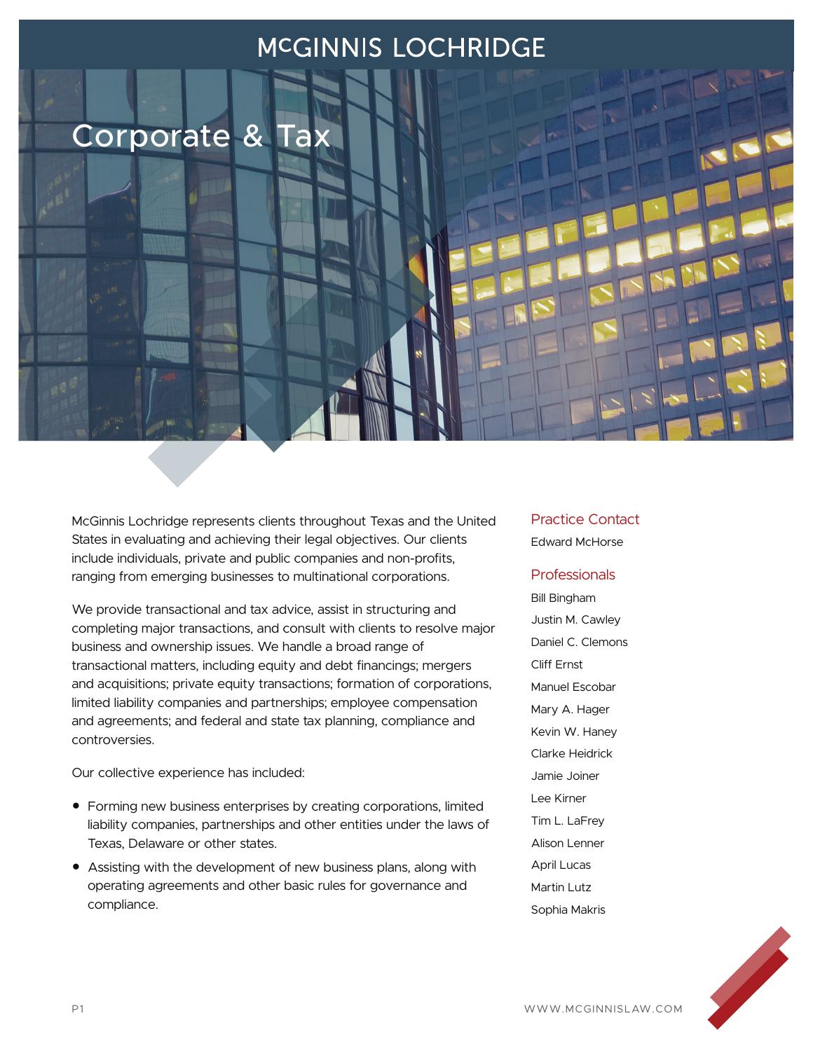# McGINNIS LOCHRIDGE

## Corporate & Tax

McGinnis Lochridge represents clients throughout Texas and the United States in evaluating and achieving their legal objectives. Our clients include individuals, private and public companies and non-profits, ranging from emerging businesses to multinational corporations.

We provide transactional and tax advice, assist in structuring and completing major transactions, and consult with clients to resolve major business and ownership issues. We handle a broad range of transactional matters, including equity and debt financings; mergers and acquisitions; private equity transactions; formation of corporations, limited liability companies and partnerships; employee compensation and agreements; and federal and state tax planning, compliance and controversies.

Our collective experience has included:

- Forming new business enterprises by creating corporations, limited liability companies, partnerships and other entities under the laws of Texas, Delaware or other states.
- Assisting with the development of new business plans, along with operating agreements and other basic rules for governance and compliance.

### Practice Contact

Edward McHorse

### Professionals

Bill Bingham

Justin M. Cawley

Daniel C. Clemons

Cliff Ernst

Manuel Escobar

Mary A. Hager

Kevin W. Haney

Clarke Heidrick

Jamie Joiner

Lee Kirner

Tim L. LaFrey

Alison Lenner

April Lucas

Martin Lutz

Sophia Makris

WWW.MCGINNISLAW.COM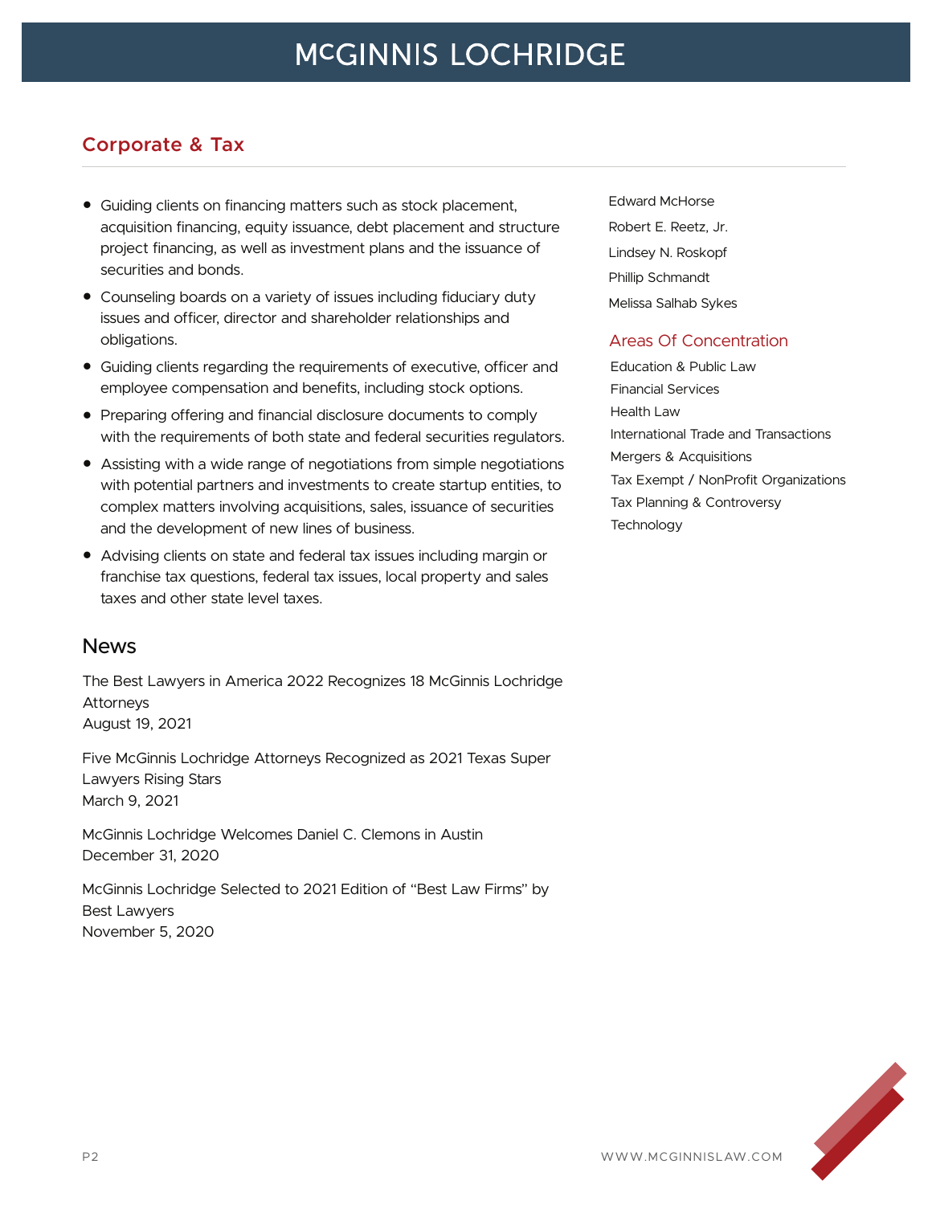## Corporate & Tax

- Guiding clients on financing matters such as stock placement, acquisition financing, equity issuance, debt placement and structure project financing, as well as investment plans and the issuance of securities and bonds.
- Counseling boards on a variety of issues including fiduciary duty issues and officer, director and shareholder relationships and obligations.
- Guiding clients regarding the requirements of executive, officer and employee compensation and benefits, including stock options.
- Preparing offering and financial disclosure documents to comply with the requirements of both state and federal securities regulators.
- Assisting with a wide range of negotiations from simple negotiations with potential partners and investments to create startup entities, to complex matters involving acquisitions, sales, issuance of securities and the development of new lines of business.
- Advising clients on state and federal tax issues including margin or franchise tax questions, federal tax issues, local property and sales taxes and other state level taxes.

### News

The Best Lawyers in America 2022 Recognizes 18 McGinnis Lochridge Attorneys
August 19, 2021

Five McGinnis Lochridge Attorneys Recognized as 2021 Texas Super Lawyers Rising Stars
March 9, 2021

McGinnis Lochridge Welcomes Daniel C. Clemons in Austin
December 31, 2020

McGinnis Lochridge Selected to 2021 Edition of "Best Law Firms" by Best Lawyers
November 5, 2020

Edward McHorse

Robert E. Reetz, Jr.

Lindsey N. Roskopf

Phillip Schmandt

Melissa Salhab Sykes

### Areas Of Concentration

Education & Public Law

Financial Services

Health Law

International Trade and Transactions

Mergers & Acquisitions

Tax Exempt / NonProfit Organizations

Tax Planning & Controversy

Technology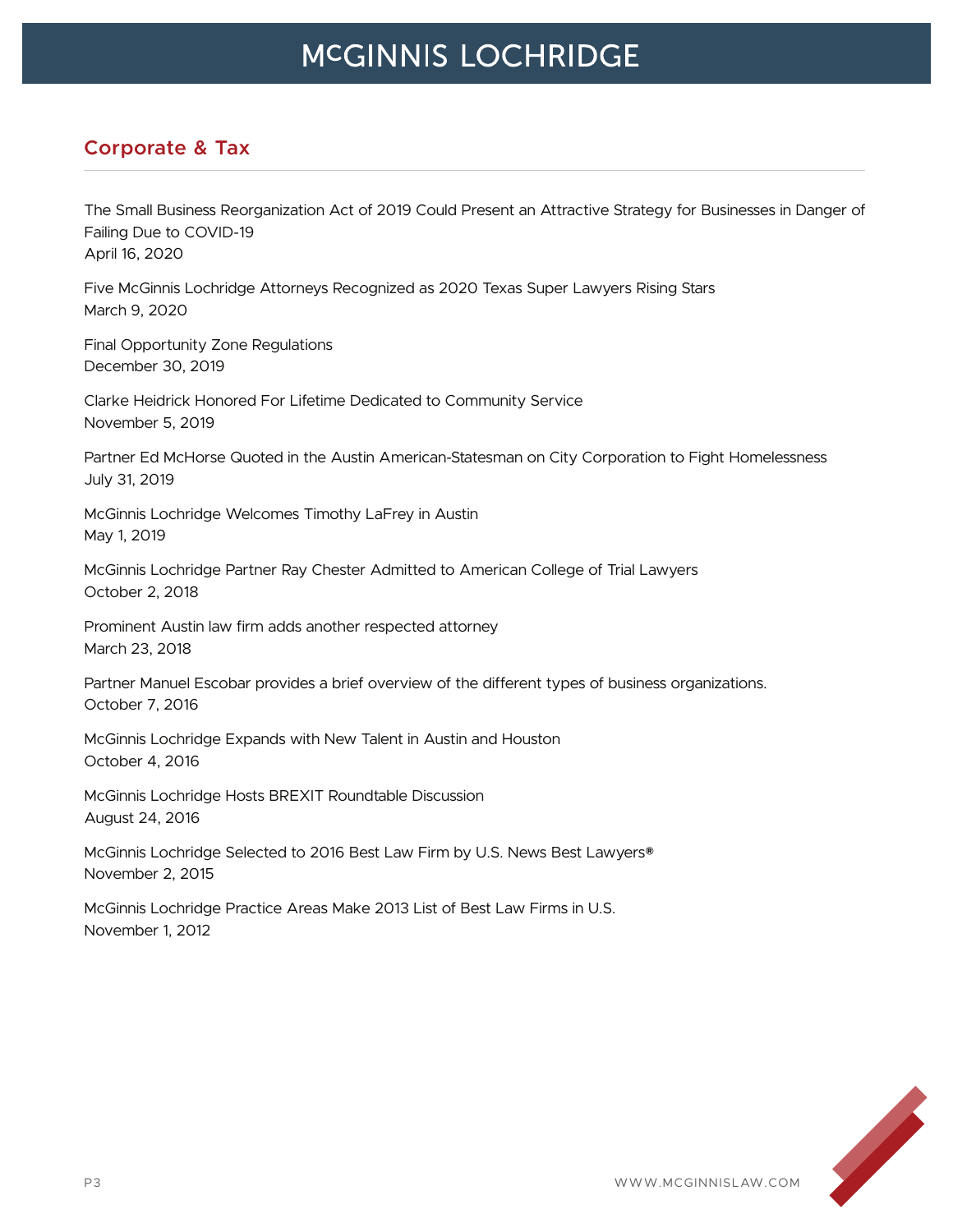## Corporate & Tax

The Small Business Reorganization Act of 2019 Could Present an Attractive Strategy for Businesses in Danger of Failing Due to COVID-19
April 16, 2020

Five McGinnis Lochridge Attorneys Recognized as 2020 Texas Super Lawyers Rising Stars
March 9, 2020

Final Opportunity Zone Regulations
December 30, 2019

Clarke Heidrick Honored For Lifetime Dedicated to Community Service
November 5, 2019

Partner Ed McHorse Quoted in the Austin American-Statesman on City Corporation to Fight Homelessness
July 31, 2019

McGinnis Lochridge Welcomes Timothy LaFrey in Austin
May 1, 2019

McGinnis Lochridge Partner Ray Chester Admitted to American College of Trial Lawyers
October 2, 2018

Prominent Austin law firm adds another respected attorney
March 23, 2018

Partner Manuel Escobar provides a brief overview of the different types of business organizations.
October 7, 2016

McGinnis Lochridge Expands with New Talent in Austin and Houston
October 4, 2016

McGinnis Lochridge Hosts BREXIT Roundtable Discussion
August 24, 2016

McGinnis Lochridge Selected to 2016 Best Law Firm by U.S. News Best Lawyers®
November 2, 2015

McGinnis Lochridge Practice Areas Make 2013 List of Best Law Firms in U.S.
November 1, 2012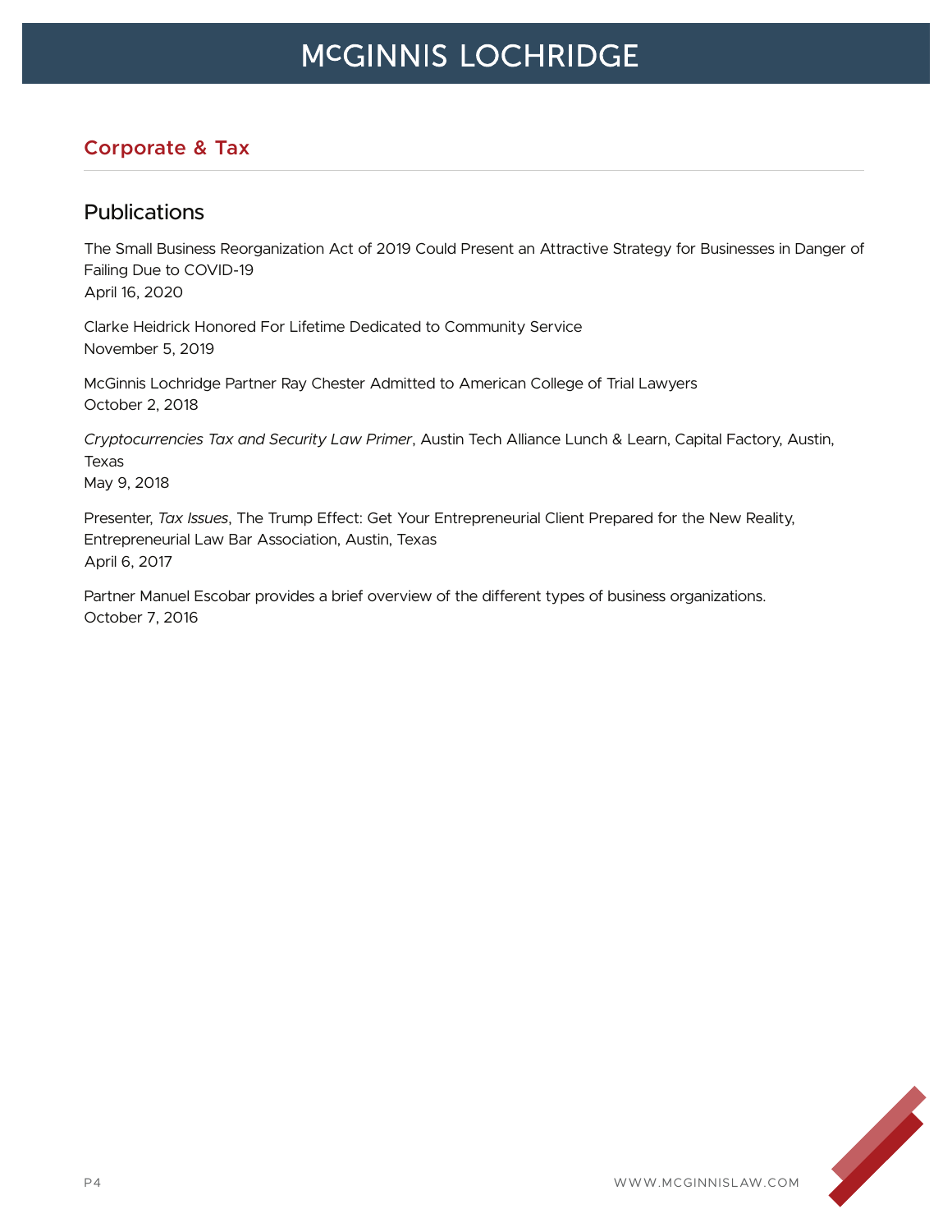## Corporate & Tax

### Publications

The Small Business Reorganization Act of 2019 Could Present an Attractive Strategy for Businesses in Danger of Failing Due to COVID-19
April 16, 2020

Clarke Heidrick Honored For Lifetime Dedicated to Community Service
November 5, 2019

McGinnis Lochridge Partner Ray Chester Admitted to American College of Trial Lawyers
October 2, 2018

*Cryptocurrencies Tax and Security Law Primer*, Austin Tech Alliance Lunch & Learn, Capital Factory, Austin, Texas
May 9, 2018

Presenter, *Tax Issues*, The Trump Effect: Get Your Entrepreneurial Client Prepared for the New Reality, Entrepreneurial Law Bar Association, Austin, Texas
April 6, 2017

Partner Manuel Escobar provides a brief overview of the different types of business organizations.
October 7, 2016